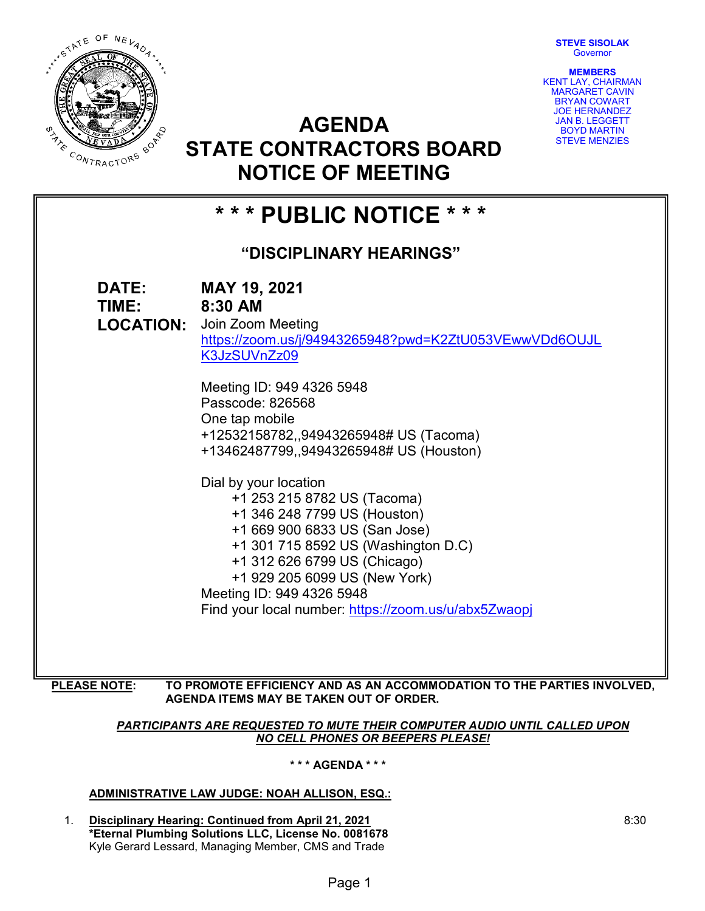**STEVE SISOLAK**
Governor

**MEMBERS**
KENT LAY, CHAIRMAN
MARGARET CAVIN
BRYAN COWART
JOE HERNANDEZ
JAN B. LEGGETT
BOYD MARTIN
STEVE MENZIES

# AGENDA
# STATE CONTRACTORS BOARD
# NOTICE OF MEETING

## * * * PUBLIC NOTICE * * *

### "DISCIPLINARY HEARINGS"

**DATE:** **MAY 19, 2021**
**TIME:** **8:30 AM**
**LOCATION:** Join Zoom Meeting
https://zoom.us/j/94943265948?pwd=K2ZtU053VEwwVDd6OUJLK3JzSUVnZz09

Meeting ID: 949 4326 5948
Passcode: 826568
One tap mobile
+12532158782,,94943265948# US (Tacoma)
+13462487799,,94943265948# US (Houston)

Dial by your location
+1 253 215 8782 US (Tacoma)
+1 346 248 7799 US (Houston)
+1 669 900 6833 US (San Jose)
+1 301 715 8592 US (Washington D.C)
+1 312 626 6799 US (Chicago)
+1 929 205 6099 US (New York)
Meeting ID: 949 4326 5948
Find your local number: https://zoom.us/u/abx5Zwaopj

**PLEASE NOTE:** **TO PROMOTE EFFICIENCY AND AS AN ACCOMMODATION TO THE PARTIES INVOLVED, AGENDA ITEMS MAY BE TAKEN OUT OF ORDER.**

***PARTICIPANTS ARE REQUESTED TO MUTE THEIR COMPUTER AUDIO UNTIL CALLED UPON***
***NO CELL PHONES OR BEEPERS PLEASE!***

**\* \* \* AGENDA \* \* \***

**ADMINISTRATIVE LAW JUDGE: NOAH ALLISON, ESQ.:**

1. **Disciplinary Hearing: Continued from April 21, 2021** — 8:30
   **\*Eternal Plumbing Solutions LLC, License No. 0081678**
   Kyle Gerard Lessard, Managing Member, CMS and Trade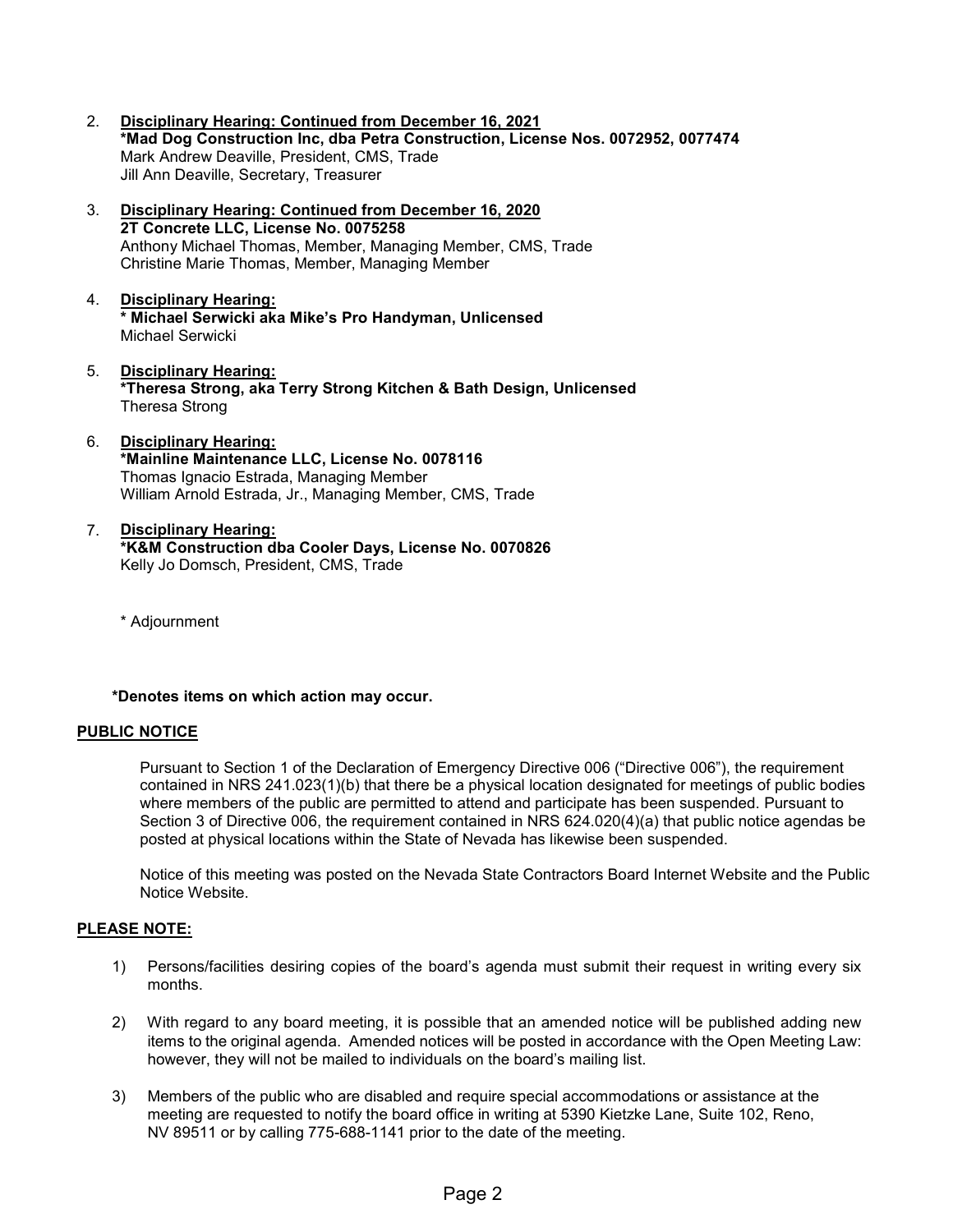2. **Disciplinary Hearing: Continued from December 16, 2021**
   **\*Mad Dog Construction Inc, dba Petra Construction, License Nos. 0072952, 0077474**
   Mark Andrew Deaville, President, CMS, Trade
   Jill Ann Deaville, Secretary, Treasurer

3. **Disciplinary Hearing: Continued from December 16, 2020**
   **2T Concrete LLC, License No. 0075258**
   Anthony Michael Thomas, Member, Managing Member, CMS, Trade
   Christine Marie Thomas, Member, Managing Member

4. **Disciplinary Hearing:**
   **\* Michael Serwicki aka Mike's Pro Handyman, Unlicensed**
   Michael Serwicki

5. **Disciplinary Hearing:**
   **\*Theresa Strong, aka Terry Strong Kitchen & Bath Design, Unlicensed**
   Theresa Strong

6. **Disciplinary Hearing:**
   **\*Mainline Maintenance LLC, License No. 0078116**
   Thomas Ignacio Estrada, Managing Member
   William Arnold Estrada, Jr., Managing Member, CMS, Trade

7. **Disciplinary Hearing:**
   **\*K&M Construction dba Cooler Days, License No. 0070826**
   Kelly Jo Domsch, President, CMS, Trade

\* Adjournment

**\*Denotes items on which action may occur.**

**PUBLIC NOTICE**

Pursuant to Section 1 of the Declaration of Emergency Directive 006 ("Directive 006"), the requirement contained in NRS 241.023(1)(b) that there be a physical location designated for meetings of public bodies where members of the public are permitted to attend and participate has been suspended. Pursuant to Section 3 of Directive 006, the requirement contained in NRS 624.020(4)(a) that public notice agendas be posted at physical locations within the State of Nevada has likewise been suspended.

Notice of this meeting was posted on the Nevada State Contractors Board Internet Website and the Public Notice Website.

**PLEASE NOTE:**

1) Persons/facilities desiring copies of the board's agenda must submit their request in writing every six months.

2) With regard to any board meeting, it is possible that an amended notice will be published adding new items to the original agenda. Amended notices will be posted in accordance with the Open Meeting Law: however, they will not be mailed to individuals on the board's mailing list.

3) Members of the public who are disabled and require special accommodations or assistance at the meeting are requested to notify the board office in writing at 5390 Kietzke Lane, Suite 102, Reno, NV 89511 or by calling 775-688-1141 prior to the date of the meeting.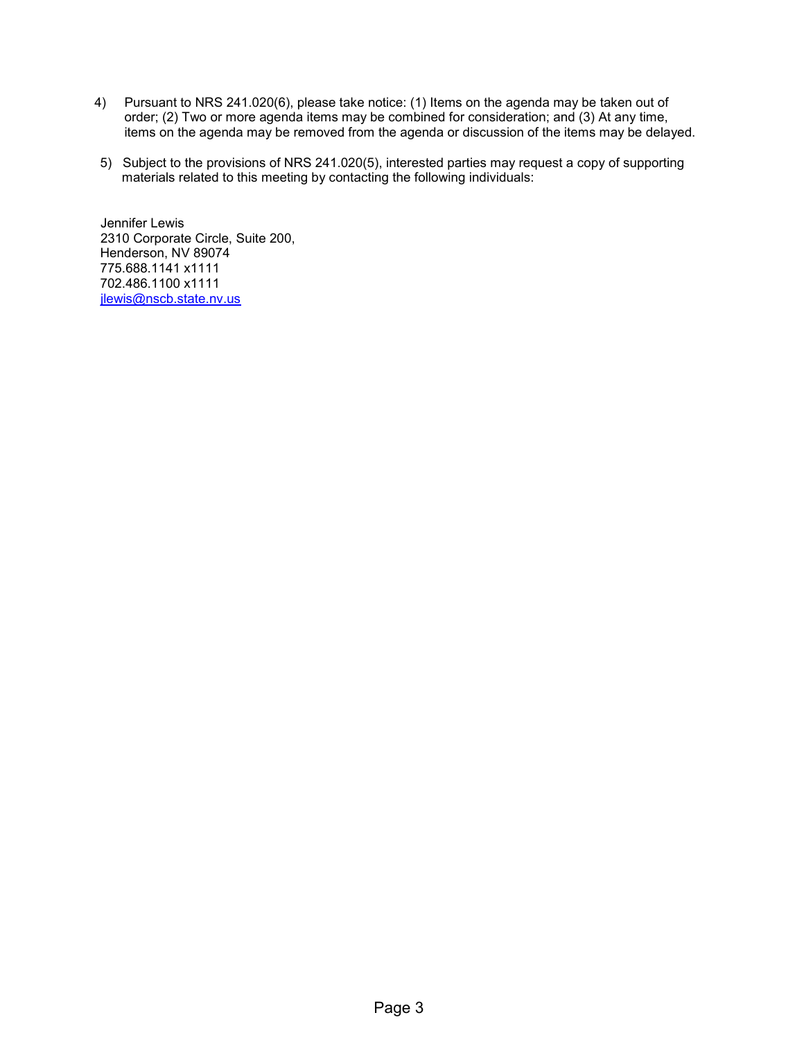4) Pursuant to NRS 241.020(6), please take notice: (1) Items on the agenda may be taken out of order; (2) Two or more agenda items may be combined for consideration; and (3) At any time, items on the agenda may be removed from the agenda or discussion of the items may be delayed.

5) Subject to the provisions of NRS 241.020(5), interested parties may request a copy of supporting materials related to this meeting by contacting the following individuals:

Jennifer Lewis
2310 Corporate Circle, Suite 200,
Henderson, NV 89074
775.688.1141 x1111
702.486.1100 x1111
jlewis@nscb.state.nv.us